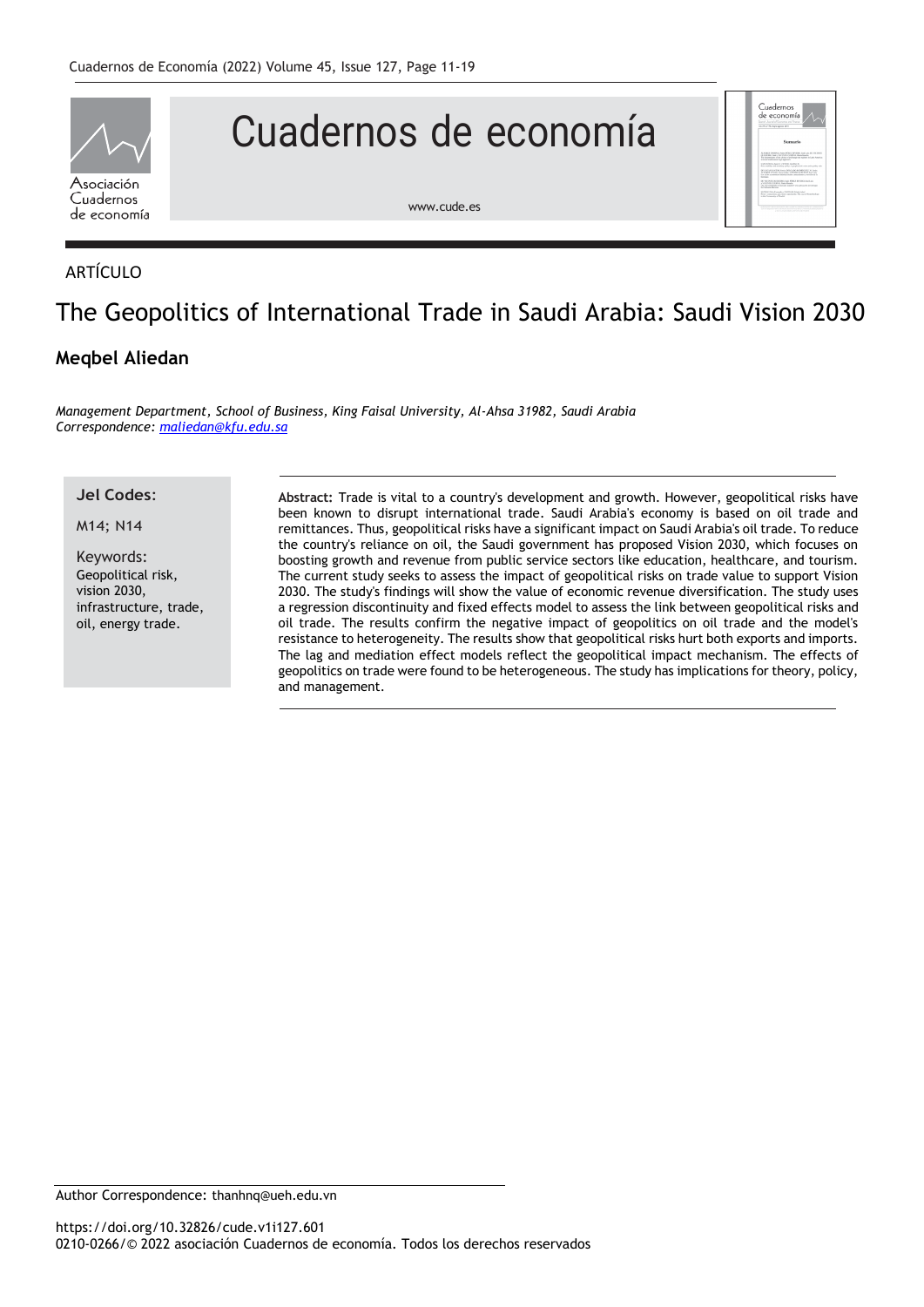ARTÍCULO

# The Geopolitics of International Trade in Saudi Arabia: Saudi Vision 2030

**Meqbel Aliedan**

*Management Department, School of Business, King Faisal University, Al-Ahsa 31982, Saudi Arabia*
*Correspondence: maliedan@kfu.edu.sa*

**Jel Codes:**

M14; N14

**Keywords:** Geopolitical risk, vision 2030, infrastructure, trade, oil, energy trade.

**Abstract:** Trade is vital to a country's development and growth. However, geopolitical risks have been known to disrupt international trade. Saudi Arabia's economy is based on oil trade and remittances. Thus, geopolitical risks have a significant impact on Saudi Arabia's oil trade. To reduce the country's reliance on oil, the Saudi government has proposed Vision 2030, which focuses on boosting growth and revenue from public service sectors like education, healthcare, and tourism. The current study seeks to assess the impact of geopolitical risks on trade value to support Vision 2030. The study's findings will show the value of economic revenue diversification. The study uses a regression discontinuity and fixed effects model to assess the link between geopolitical risks and oil trade. The results confirm the negative impact of geopolitics on oil trade and the model's resistance to heterogeneity. The results show that geopolitical risks hurt both exports and imports. The lag and mediation effect models reflect the geopolitical impact mechanism. The effects of geopolitics on trade were found to be heterogeneous. The study has implications for theory, policy, and management.

Author Correspondence: thanhnq@ueh.edu.vn

https://doi.org/10.32826/cude.v1i127.601
0210-0266/© 2022 asociación Cuadernos de economía. Todos los derechos reservados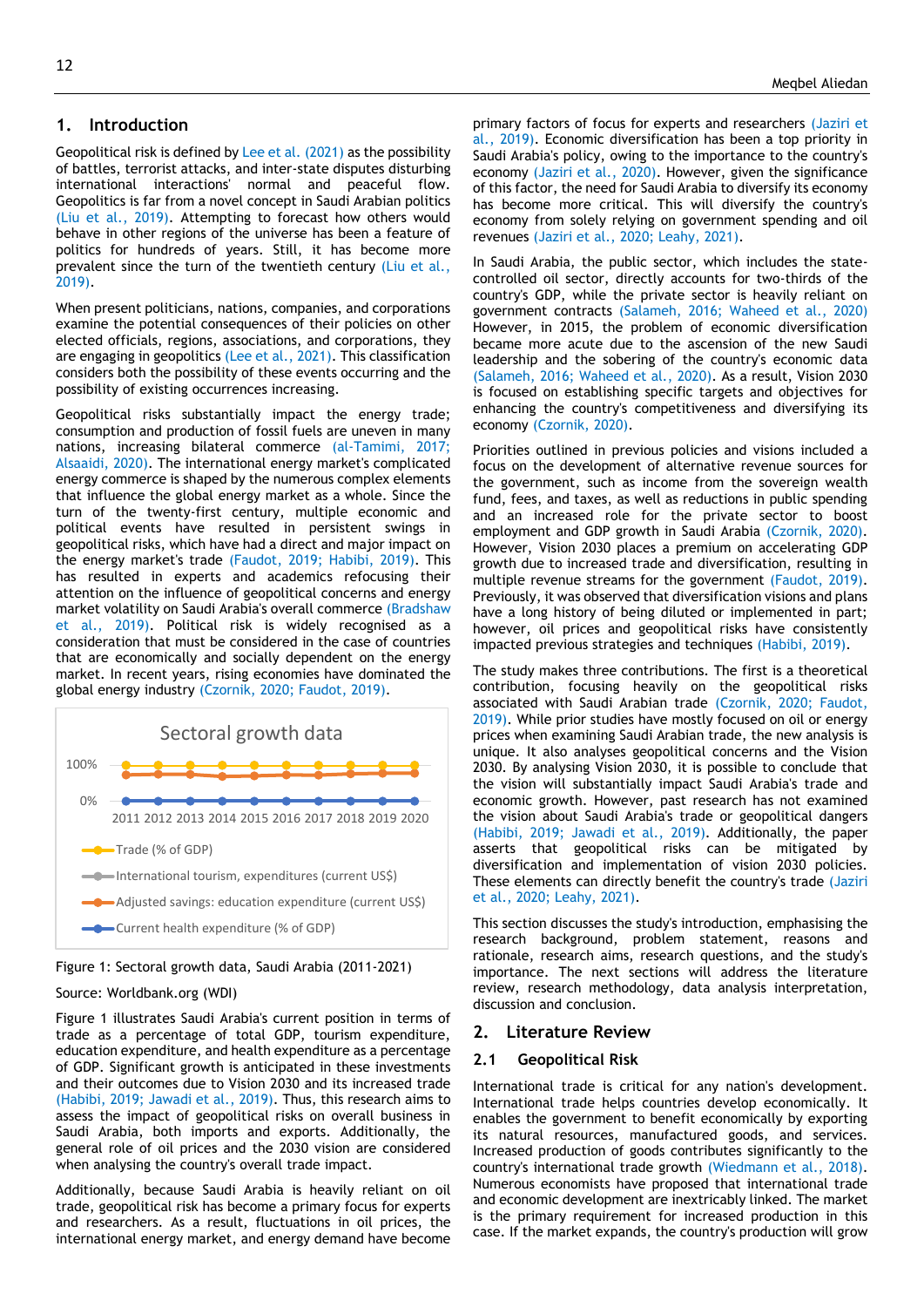## 1. Introduction

Geopolitical risk is defined by Lee et al. (2021) as the possibility of battles, terrorist attacks, and inter-state disputes disturbing international interactions' normal and peaceful flow. Geopolitics is far from a novel concept in Saudi Arabian politics (Liu et al., 2019). Attempting to forecast how others would behave in other regions of the universe has been a feature of politics for hundreds of years. Still, it has become more prevalent since the turn of the twentieth century (Liu et al., 2019).

When present politicians, nations, companies, and corporations examine the potential consequences of their policies on other elected officials, regions, associations, and corporations, they are engaging in geopolitics (Lee et al., 2021). This classification considers both the possibility of these events occurring and the possibility of existing occurrences increasing.

Geopolitical risks substantially impact the energy trade; consumption and production of fossil fuels are uneven in many nations, increasing bilateral commerce (al-Tamimi, 2017; Alsaaidi, 2020). The international energy market's complicated energy commerce is shaped by the numerous complex elements that influence the global energy market as a whole. Since the turn of the twenty-first century, multiple economic and political events have resulted in persistent swings in geopolitical risks, which have had a direct and major impact on the energy market's trade (Faudot, 2019; Habibi, 2019). This has resulted in experts and academics refocusing their attention on the influence of geopolitical concerns and energy market volatility on Saudi Arabia's overall commerce (Bradshaw et al., 2019). Political risk is widely recognised as a consideration that must be considered in the case of countries that are economically and socially dependent on the energy market. In recent years, rising economies have dominated the global energy industry (Czornik, 2020; Faudot, 2019).

Figure 1: Sectoral growth data, Saudi Arabia (2011-2021)

Source: Worldbank.org (WDI)

Figure 1 illustrates Saudi Arabia's current position in terms of trade as a percentage of total GDP, tourism expenditure, education expenditure, and health expenditure as a percentage of GDP. Significant growth is anticipated in these investments and their outcomes due to Vision 2030 and its increased trade (Habibi, 2019; Jawadi et al., 2019). Thus, this research aims to assess the impact of geopolitical risks on overall business in Saudi Arabia, both imports and exports. Additionally, the general role of oil prices and the 2030 vision are considered when analysing the country's overall trade impact.

Additionally, because Saudi Arabia is heavily reliant on oil trade, geopolitical risk has become a primary focus for experts and researchers. As a result, fluctuations in oil prices, the international energy market, and energy demand have become primary factors of focus for experts and researchers (Jaziri et al., 2019). Economic diversification has been a top priority in Saudi Arabia's policy, owing to the importance to the country's economy (Jaziri et al., 2020). However, given the significance of this factor, the need for Saudi Arabia to diversify its economy has become more critical. This will diversify the country's economy from solely relying on government spending and oil revenues (Jaziri et al., 2020; Leahy, 2021).

In Saudi Arabia, the public sector, which includes the state-controlled oil sector, directly accounts for two-thirds of the country's GDP, while the private sector is heavily reliant on government contracts (Salameh, 2016; Waheed et al., 2020) However, in 2015, the problem of economic diversification became more acute due to the ascension of the new Saudi leadership and the sobering of the country's economic data (Salameh, 2016; Waheed et al., 2020). As a result, Vision 2030 is focused on establishing specific targets and objectives for enhancing the country's competitiveness and diversifying its economy (Czornik, 2020).

Priorities outlined in previous policies and visions included a focus on the development of alternative revenue sources for the government, such as income from the sovereign wealth fund, fees, and taxes, as well as reductions in public spending and an increased role for the private sector to boost employment and GDP growth in Saudi Arabia (Czornik, 2020). However, Vision 2030 places a premium on accelerating GDP growth due to increased trade and diversification, resulting in multiple revenue streams for the government (Faudot, 2019). Previously, it was observed that diversification visions and plans have a long history of being diluted or implemented in part; however, oil prices and geopolitical risks have consistently impacted previous strategies and techniques (Habibi, 2019).

The study makes three contributions. The first is a theoretical contribution, focusing heavily on the geopolitical risks associated with Saudi Arabian trade (Czornik, 2020; Faudot, 2019). While prior studies have mostly focused on oil or energy prices when examining Saudi Arabian trade, the new analysis is unique. It also analyses geopolitical concerns and the Vision 2030. By analysing Vision 2030, it is possible to conclude that the vision will substantially impact Saudi Arabia's trade and economic growth. However, past research has not examined the vision about Saudi Arabia's trade or geopolitical dangers (Habibi, 2019; Jawadi et al., 2019). Additionally, the paper asserts that geopolitical risks can be mitigated by diversification and implementation of vision 2030 policies. These elements can directly benefit the country's trade (Jaziri et al., 2020; Leahy, 2021).

This section discusses the study's introduction, emphasising the research background, problem statement, reasons and rationale, research aims, research questions, and the study's importance. The next sections will address the literature review, research methodology, data analysis interpretation, discussion and conclusion.

## 2. Literature Review

### 2.1 Geopolitical Risk

International trade is critical for any nation's development. International trade helps countries develop economically. It enables the government to benefit economically by exporting its natural resources, manufactured goods, and services. Increased production of goods contributes significantly to the country's international trade growth (Wiedmann et al., 2018). Numerous economists have proposed that international trade and economic development are inextricably linked. The market is the primary requirement for increased production in this case. If the market expands, the country's production will grow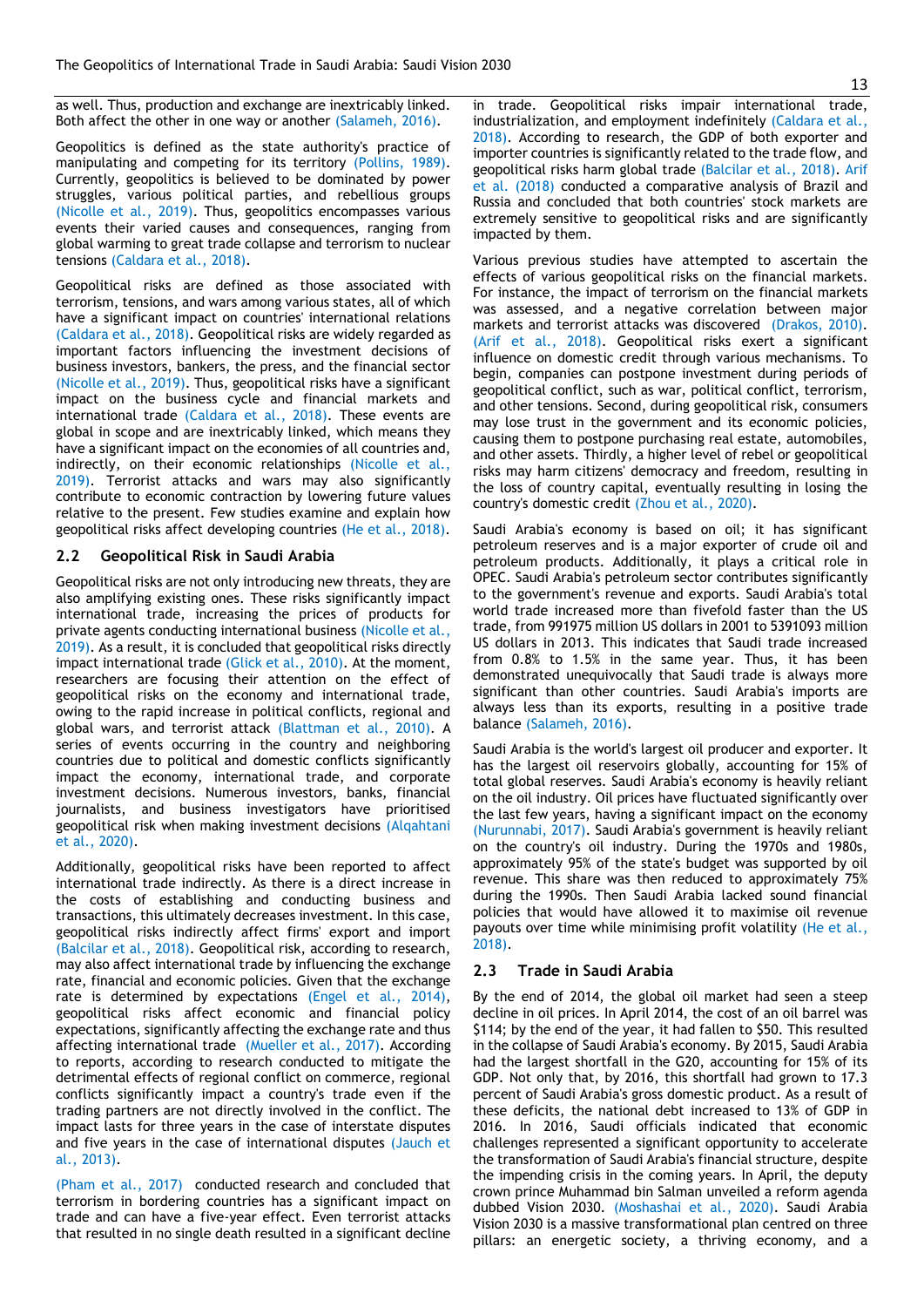as well. Thus, production and exchange are inextricably linked. Both affect the other in one way or another (Salameh, 2016).

Geopolitics is defined as the state authority's practice of manipulating and competing for its territory (Pollins, 1989). Currently, geopolitics is believed to be dominated by power struggles, various political parties, and rebellious groups (Nicolle et al., 2019). Thus, geopolitics encompasses various events their varied causes and consequences, ranging from global warming to great trade collapse and terrorism to nuclear tensions (Caldara et al., 2018).

Geopolitical risks are defined as those associated with terrorism, tensions, and wars among various states, all of which have a significant impact on countries' international relations (Caldara et al., 2018). Geopolitical risks are widely regarded as important factors influencing the investment decisions of business investors, bankers, the press, and the financial sector (Nicolle et al., 2019). Thus, geopolitical risks have a significant impact on the business cycle and financial markets and international trade (Caldara et al., 2018). These events are global in scope and are inextricably linked, which means they have a significant impact on the economies of all countries and, indirectly, on their economic relationships (Nicolle et al., 2019). Terrorist attacks and wars may also significantly contribute to economic contraction by lowering future values relative to the present. Few studies examine and explain how geopolitical risks affect developing countries (He et al., 2018).

## 2.2 Geopolitical Risk in Saudi Arabia

Geopolitical risks are not only introducing new threats, they are also amplifying existing ones. These risks significantly impact international trade, increasing the prices of products for private agents conducting international business (Nicolle et al., 2019). As a result, it is concluded that geopolitical risks directly impact international trade (Glick et al., 2010). At the moment, researchers are focusing their attention on the effect of geopolitical risks on the economy and international trade, owing to the rapid increase in political conflicts, regional and global wars, and terrorist attack (Blattman et al., 2010). A series of events occurring in the country and neighboring countries due to political and domestic conflicts significantly impact the economy, international trade, and corporate investment decisions. Numerous investors, banks, financial journalists, and business investigators have prioritised geopolitical risk when making investment decisions (Alqahtani et al., 2020).

Additionally, geopolitical risks have been reported to affect international trade indirectly. As there is a direct increase in the costs of establishing and conducting business and transactions, this ultimately decreases investment. In this case, geopolitical risks indirectly affect firms' export and import (Balcilar et al., 2018). Geopolitical risk, according to research, may also affect international trade by influencing the exchange rate, financial and economic policies. Given that the exchange rate is determined by expectations (Engel et al., 2014), geopolitical risks affect economic and financial policy expectations, significantly affecting the exchange rate and thus affecting international trade (Mueller et al., 2017). According to reports, according to research conducted to mitigate the detrimental effects of regional conflict on commerce, regional conflicts significantly impact a country's trade even if the trading partners are not directly involved in the conflict. The impact lasts for three years in the case of interstate disputes and five years in the case of international disputes (Jauch et al., 2013).

(Pham et al., 2017) conducted research and concluded that terrorism in bordering countries has a significant impact on trade and can have a five-year effect. Even terrorist attacks that resulted in no single death resulted in a significant decline in trade. Geopolitical risks impair international trade, industrialization, and employment indefinitely (Caldara et al., 2018). According to research, the GDP of both exporter and importer countries is significantly related to the trade flow, and geopolitical risks harm global trade (Balcilar et al., 2018). Arif et al. (2018) conducted a comparative analysis of Brazil and Russia and concluded that both countries' stock markets are extremely sensitive to geopolitical risks and are significantly impacted by them.

Various previous studies have attempted to ascertain the effects of various geopolitical risks on the financial markets. For instance, the impact of terrorism on the financial markets was assessed, and a negative correlation between major markets and terrorist attacks was discovered (Drakos, 2010). (Arif et al., 2018). Geopolitical risks exert a significant influence on domestic credit through various mechanisms. To begin, companies can postpone investment during periods of geopolitical conflict, such as war, political conflict, terrorism, and other tensions. Second, during geopolitical risk, consumers may lose trust in the government and its economic policies, causing them to postpone purchasing real estate, automobiles, and other assets. Thirdly, a higher level of rebel or geopolitical risks may harm citizens' democracy and freedom, resulting in the loss of country capital, eventually resulting in losing the country's domestic credit (Zhou et al., 2020).

Saudi Arabia's economy is based on oil; it has significant petroleum reserves and is a major exporter of crude oil and petroleum products. Additionally, it plays a critical role in OPEC. Saudi Arabia's petroleum sector contributes significantly to the government's revenue and exports. Saudi Arabia's total world trade increased more than fivefold faster than the US trade, from 991975 million US dollars in 2001 to 5391093 million US dollars in 2013. This indicates that Saudi trade increased from 0.8% to 1.5% in the same year. Thus, it has been demonstrated unequivocally that Saudi trade is always more significant than other countries. Saudi Arabia's imports are always less than its exports, resulting in a positive trade balance (Salameh, 2016).

Saudi Arabia is the world's largest oil producer and exporter. It has the largest oil reservoirs globally, accounting for 15% of total global reserves. Saudi Arabia's economy is heavily reliant on the oil industry. Oil prices have fluctuated significantly over the last few years, having a significant impact on the economy (Nurunnabi, 2017). Saudi Arabia's government is heavily reliant on the country's oil industry. During the 1970s and 1980s, approximately 95% of the state's budget was supported by oil revenue. This share was then reduced to approximately 75% during the 1990s. Then Saudi Arabia lacked sound financial policies that would have allowed it to maximise oil revenue payouts over time while minimising profit volatility (He et al., 2018).

## 2.3 Trade in Saudi Arabia

By the end of 2014, the global oil market had seen a steep decline in oil prices. In April 2014, the cost of an oil barrel was \$114; by the end of the year, it had fallen to \$50. This resulted in the collapse of Saudi Arabia's economy. By 2015, Saudi Arabia had the largest shortfall in the G20, accounting for 15% of its GDP. Not only that, by 2016, this shortfall had grown to 17.3 percent of Saudi Arabia's gross domestic product. As a result of these deficits, the national debt increased to 13% of GDP in 2016. In 2016, Saudi officials indicated that economic challenges represented a significant opportunity to accelerate the transformation of Saudi Arabia's financial structure, despite the impending crisis in the coming years. In April, the deputy crown prince Muhammad bin Salman unveiled a reform agenda dubbed Vision 2030. (Moshashai et al., 2020). Saudi Arabia Vision 2030 is a massive transformational plan centred on three pillars: an energetic society, a thriving economy, and a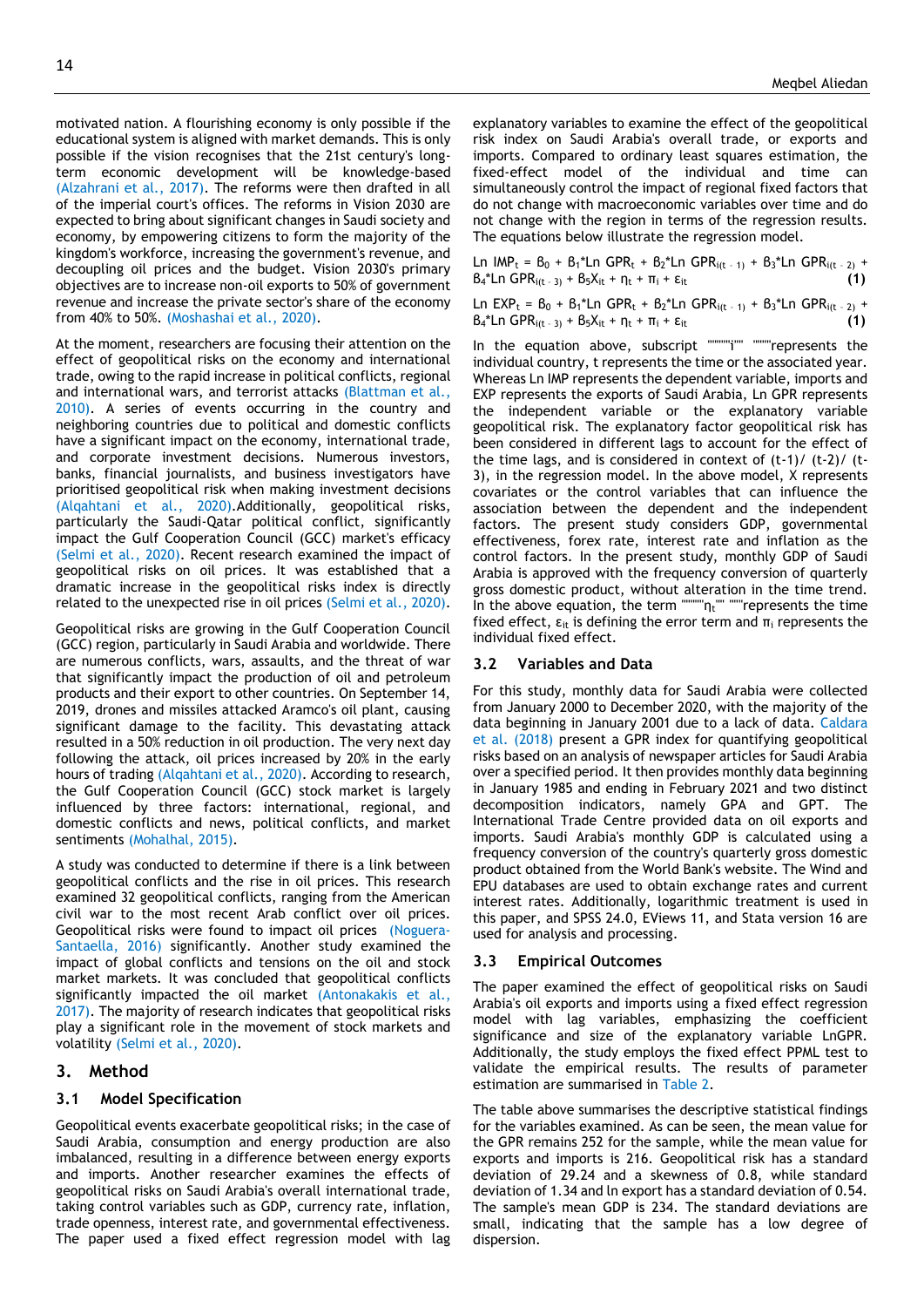motivated nation. A flourishing economy is only possible if the educational system is aligned with market demands. This is only possible if the vision recognises that the 21st century's long-term economic development will be knowledge-based (Alzahrani et al., 2017). The reforms were then drafted in all of the imperial court's offices. The reforms in Vision 2030 are expected to bring about significant changes in Saudi society and economy, by empowering citizens to form the majority of the kingdom's workforce, increasing the government's revenue, and decoupling oil prices and the budget. Vision 2030's primary objectives are to increase non-oil exports to 50% of government revenue and increase the private sector's share of the economy from 40% to 50%. (Moshashai et al., 2020).

At the moment, researchers are focusing their attention on the effect of geopolitical risks on the economy and international trade, owing to the rapid increase in political conflicts, regional and international wars, and terrorist attacks (Blattman et al., 2010). A series of events occurring in the country and neighboring countries due to political and domestic conflicts have a significant impact on the economy, international trade, and corporate investment decisions. Numerous investors, banks, financial journalists, and business investigators have prioritised geopolitical risk when making investment decisions (Alqahtani et al., 2020).Additionally, geopolitical risks, particularly the Saudi-Qatar political conflict, significantly impact the Gulf Cooperation Council (GCC) market's efficacy (Selmi et al., 2020). Recent research examined the impact of geopolitical risks on oil prices. It was established that a dramatic increase in the geopolitical risks index is directly related to the unexpected rise in oil prices (Selmi et al., 2020).

Geopolitical risks are growing in the Gulf Cooperation Council (GCC) region, particularly in Saudi Arabia and worldwide. There are numerous conflicts, wars, assaults, and the threat of war that significantly impact the production of oil and petroleum products and their export to other countries. On September 14, 2019, drones and missiles attacked Aramco's oil plant, causing significant damage to the facility. This devastating attack resulted in a 50% reduction in oil production. The very next day following the attack, oil prices increased by 20% in the early hours of trading (Alqahtani et al., 2020). According to research, the Gulf Cooperation Council (GCC) stock market is largely influenced by three factors: international, regional, and domestic conflicts and news, political conflicts, and market sentiments (Mohalhal, 2015).

A study was conducted to determine if there is a link between geopolitical conflicts and the rise in oil prices. This research examined 32 geopolitical conflicts, ranging from the American civil war to the most recent Arab conflict over oil prices. Geopolitical risks were found to impact oil prices (Noguera-Santaella, 2016) significantly. Another study examined the impact of global conflicts and tensions on the oil and stock market markets. It was concluded that geopolitical conflicts significantly impacted the oil market (Antonakakis et al., 2017). The majority of research indicates that geopolitical risks play a significant role in the movement of stock markets and volatility (Selmi et al., 2020).

## 3. Method

### 3.1 Model Specification

Geopolitical events exacerbate geopolitical risks; in the case of Saudi Arabia, consumption and energy production are also imbalanced, resulting in a difference between energy exports and imports. Another researcher examines the effects of geopolitical risks on Saudi Arabia's overall international trade, taking control variables such as GDP, currency rate, inflation, trade openness, interest rate, and governmental effectiveness. The paper used a fixed effect regression model with lag explanatory variables to examine the effect of the geopolitical risk index on Saudi Arabia's overall trade, or exports and imports. Compared to ordinary least squares estimation, the fixed-effect model of the individual and time can simultaneously control the impact of regional fixed factors that do not change with macroeconomic variables over time and do not change with the region in terms of the regression results. The equations below illustrate the regression model.

$$\text{Ln IMP}_t = \beta_0 + \beta_1{*}\text{Ln GPR}_t + \beta_2{*}\text{Ln GPR}_{i(t-1)} + \beta_3{*}\text{Ln GPR}_{i(t-2)} + \beta_4{*}\text{Ln GPR}_{i(t-3)} + \beta_5 X_{it} + \eta_t + \pi_i + \varepsilon_{it} \quad \textbf{(1)}$$

$$\text{Ln EXP}_t = \beta_0 + \beta_1{*}\text{Ln GPR}_t + \beta_2{*}\text{Ln GPR}_{i(t-1)} + \beta_3{*}\text{Ln GPR}_{i(t-2)} + \beta_4{*}\text{Ln GPR}_{i(t-3)} + \beta_5 X_{it} + \eta_t + \pi_i + \varepsilon_{it} \quad \textbf{(1)}$$

In the equation above, subscript """"i"" """represents the individual country, t represents the time or the associated year. Whereas Ln IMP represents the dependent variable, imports and EXP represents the exports of Saudi Arabia, Ln GPR represents the independent variable or the explanatory variable geopolitical risk. The explanatory factor geopolitical risk has been considered in different lags to account for the effect of the time lags, and is considered in context of (t-1)/ (t-2)/ (t-3), in the regression model. In the above model, X represents covariates or the control variables that can influence the association between the dependent and the independent factors. The present study considers GDP, governmental effectiveness, forex rate, interest rate and inflation as the control factors. In the present study, monthly GDP of Saudi Arabia is approved with the frequency conversion of quarterly gross domestic product, without alteration in the time trend. In the above equation, the term """"$\eta_t$"" """represents the time fixed effect, $\varepsilon_{it}$ is defining the error term and $\pi_i$ represents the individual fixed effect.

### 3.2 Variables and Data

For this study, monthly data for Saudi Arabia were collected from January 2000 to December 2020, with the majority of the data beginning in January 2001 due to a lack of data. Caldara et al. (2018) present a GPR index for quantifying geopolitical risks based on an analysis of newspaper articles for Saudi Arabia over a specified period. It then provides monthly data beginning in January 1985 and ending in February 2021 and two distinct decomposition indicators, namely GPA and GPT. The International Trade Centre provided data on oil exports and imports. Saudi Arabia's monthly GDP is calculated using a frequency conversion of the country's quarterly gross domestic product obtained from the World Bank's website. The Wind and EPU databases are used to obtain exchange rates and current interest rates. Additionally, logarithmic treatment is used in this paper, and SPSS 24.0, EViews 11, and Stata version 16 are used for analysis and processing.

### 3.3 Empirical Outcomes

The paper examined the effect of geopolitical risks on Saudi Arabia's oil exports and imports using a fixed effect regression model with lag variables, emphasizing the coefficient significance and size of the explanatory variable LnGPR. Additionally, the study employs the fixed effect PPML test to validate the empirical results. The results of parameter estimation are summarised in Table 2.

The table above summarises the descriptive statistical findings for the variables examined. As can be seen, the mean value for the GPR remains 252 for the sample, while the mean value for exports and imports is 216. Geopolitical risk has a standard deviation of 29.24 and a skewness of 0.8, while standard deviation of 1.34 and ln export has a standard deviation of 0.54. The sample's mean GDP is 234. The standard deviations are small, indicating that the sample has a low degree of dispersion.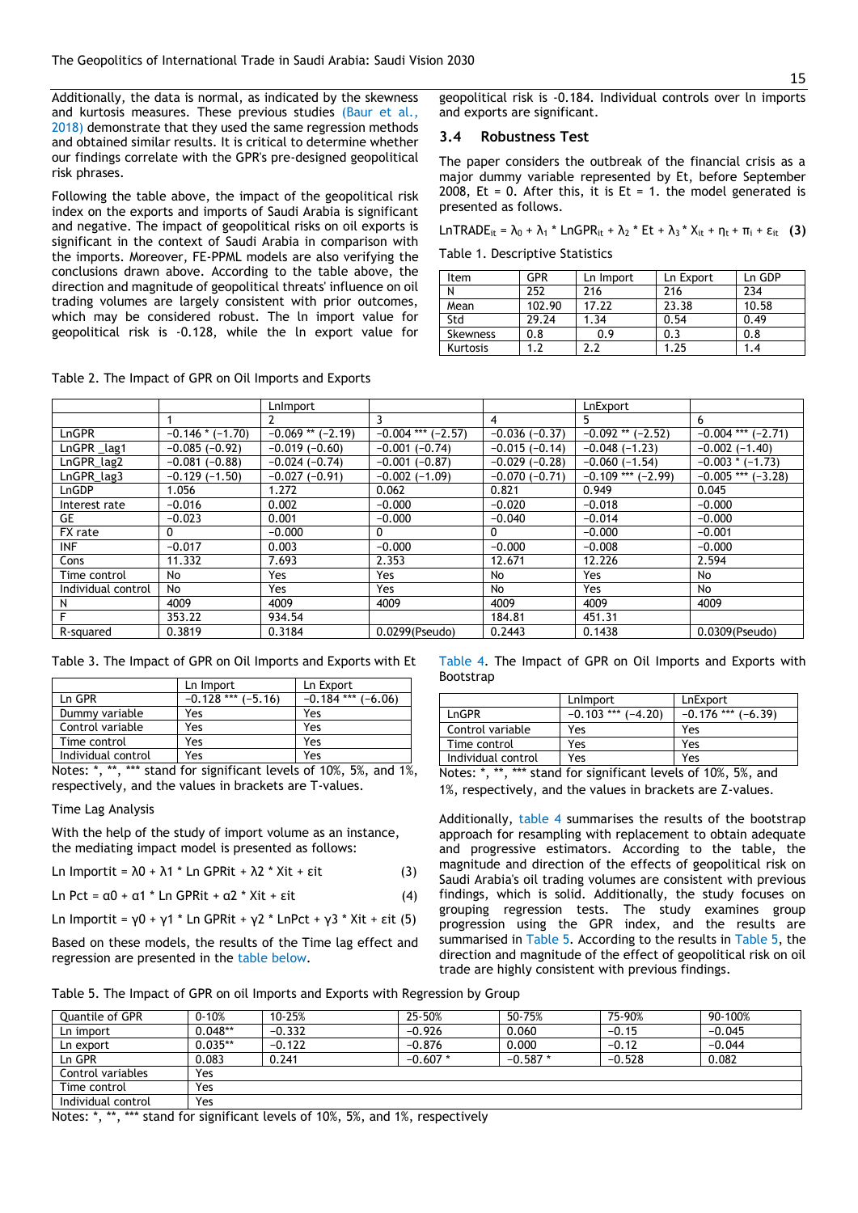Additionally, the data is normal, as indicated by the skewness and kurtosis measures. These previous studies (Baur et al., 2018) demonstrate that they used the same regression methods and obtained similar results. It is critical to determine whether our findings correlate with the GPR's pre-designed geopolitical risk phrases.

Following the table above, the impact of the geopolitical risk index on the exports and imports of Saudi Arabia is significant and negative. The impact of geopolitical risks on oil exports is significant in the context of Saudi Arabia in comparison with the imports. Moreover, FE-PPML models are also verifying the conclusions drawn above. According to the table above, the direction and magnitude of geopolitical threats' influence on oil trading volumes are largely consistent with prior outcomes, which may be considered robust. The ln import value for geopolitical risk is -0.128, while the ln export value for geopolitical risk is -0.184. Individual controls over ln imports and exports are significant.

## 3.4 Robustness Test

The paper considers the outbreak of the financial crisis as a major dummy variable represented by Et, before September 2008, Et = 0. After this, it is Et = 1. the model generated is presented as follows.

$$LnTRADE_{it} = \lambda_0 + \lambda_1 * LnGPR_{it} + \lambda_2 * Et + \lambda_3 * X_{it} + \eta_t + \pi_i + \varepsilon_{it} \quad \textbf{(3)}$$

Table 1. Descriptive Statistics

| Item | GPR | Ln Import | Ln Export | Ln GDP |
|---|---|---|---|---|
| N | 252 | 216 | 216 | 234 |
| Mean | 102.90 | 17.22 | 23.38 | 10.58 |
| Std | 29.24 | 1.34 | 0.54 | 0.49 |
| Skewness | 0.8 | 0.9 | 0.3 | 0.8 |
| Kurtosis | 1.2 | 2.2 | 1.25 | 1.4 |

Table 2. The Impact of GPR on Oil Imports and Exports

| | LnImport | | | LnExport | | |
|---|---|---|---|---|---|---|
| | 1 | 2 | 3 | 4 | 5 | 6 |
| LnGPR | −0.146 * (−1.70) | −0.069 ** (−2.19) | −0.004 *** (−2.57) | −0.036 (−0.37) | −0.092 ** (−2.52) | −0.004 *** (−2.71) |
| LnGPR _lag1 | −0.085 (−0.92) | −0.019 (−0.60) | −0.001 (−0.74) | −0.015 (−0.14) | −0.048 (−1.23) | −0.002 (−1.40) |
| LnGPR_lag2 | −0.081 (−0.88) | −0.024 (−0.74) | −0.001 (−0.87) | −0.029 (−0.28) | −0.060 (−1.54) | −0.003 * (−1.73) |
| LnGPR_lag3 | −0.129 (−1.50) | −0.027 (−0.91) | −0.002 (−1.09) | −0.070 (−0.71) | −0.109 *** (−2.99) | −0.005 *** (−3.28) |
| LnGDP | 1.056 | 1.272 | 0.062 | 0.821 | 0.949 | 0.045 |
| Interest rate | −0.016 | 0.002 | −0.000 | −0.020 | −0.018 | −0.000 |
| GE | −0.023 | 0.001 | −0.000 | −0.040 | −0.014 | −0.000 |
| FX rate | 0 | −0.000 | 0 | 0 | −0.000 | −0.001 |
| INF | −0.017 | 0.003 | −0.000 | −0.000 | −0.008 | −0.000 |
| Cons | 11.332 | 7.693 | 2.353 | 12.671 | 12.226 | 2.594 |
| Time control | No | Yes | Yes | No | Yes | No |
| Individual control | No | Yes | Yes | No | Yes | No |
| N | 4009 | 4009 | 4009 | 4009 | 4009 | 4009 |
| F | 353.22 | 934.54 | | 184.81 | 451.31 | |
| R-squared | 0.3819 | 0.3184 | 0.0299(Pseudo) | 0.2443 | 0.1438 | 0.0309(Pseudo) |

Table 3. The Impact of GPR on Oil Imports and Exports with Et

| | Ln Import | Ln Export |
|---|---|---|
| Ln GPR | −0.128 *** (−5.16) | −0.184 *** (−6.06) |
| Dummy variable | Yes | Yes |
| Control variable | Yes | Yes |
| Time control | Yes | Yes |
| Individual control | Yes | Yes |

Notes: *, **, *** stand for significant levels of 10%, 5%, and 1%, respectively, and the values in brackets are T-values.

Time Lag Analysis

With the help of the study of import volume as an instance, the mediating impact model is presented as follows:

$$\text{Ln Import}_{it} = \lambda 0 + \lambda 1 * \text{Ln GPR}_{it} + \lambda 2 * X_{it} + \varepsilon_{it} \quad (3)$$

$$\text{Ln Pct} = \alpha 0 + \alpha 1 * \text{Ln GPR}_{it} + \alpha 2 * X_{it} + \varepsilon_{it} \quad (4)$$

$$\text{Ln Import}_{it} = \gamma 0 + \gamma 1 * \text{Ln GPR}_{it} + \gamma 2 * \text{LnPct} + \gamma 3 * X_{it} + \varepsilon_{it} \quad (5)$$

Based on these models, the results of the Time lag effect and regression are presented in the table below.

Table 4. The Impact of GPR on Oil Imports and Exports with Bootstrap

| | LnImport | LnExport |
|---|---|---|
| LnGPR | −0.103 *** (−4.20) | −0.176 *** (−6.39) |
| Control variable | Yes | Yes |
| Time control | Yes | Yes |
| Individual control | Yes | Yes |

Notes: *, **, *** stand for significant levels of 10%, 5%, and 1%, respectively, and the values in brackets are Z-values.

Additionally, table 4 summarises the results of the bootstrap approach for resampling with replacement to obtain adequate and progressive estimators. According to the table, the magnitude and direction of the effects of geopolitical risk on Saudi Arabia's oil trading volumes are consistent with previous findings, which is solid. Additionally, the study focuses on grouping regression tests. The study examines group progression using the GPR index, and the results are summarised in Table 5. According to the results in Table 5, the direction and magnitude of the effect of geopolitical risk on oil trade are highly consistent with previous findings.

Table 5. The Impact of GPR on oil Imports and Exports with Regression by Group

| Quantile of GPR | 0-10% | 10-25% | 25-50% | 50-75% | 75-90% | 90-100% |
|---|---|---|---|---|---|---|
| Ln import | 0.048** | −0.332 | −0.926 | 0.060 | −0.15 | −0.045 |
| Ln export | 0.035** | −0.122 | −0.876 | 0.000 | −0.12 | −0.044 |
| Ln GPR | 0.083 | 0.241 | −0.607 * | −0.587 * | −0.528 | 0.082 |
| Control variables | Yes | | | | | |
| Time control | Yes | | | | | |
| Individual control | Yes | | | | | |

Notes: *, **, *** stand for significant levels of 10%, 5%, and 1%, respectively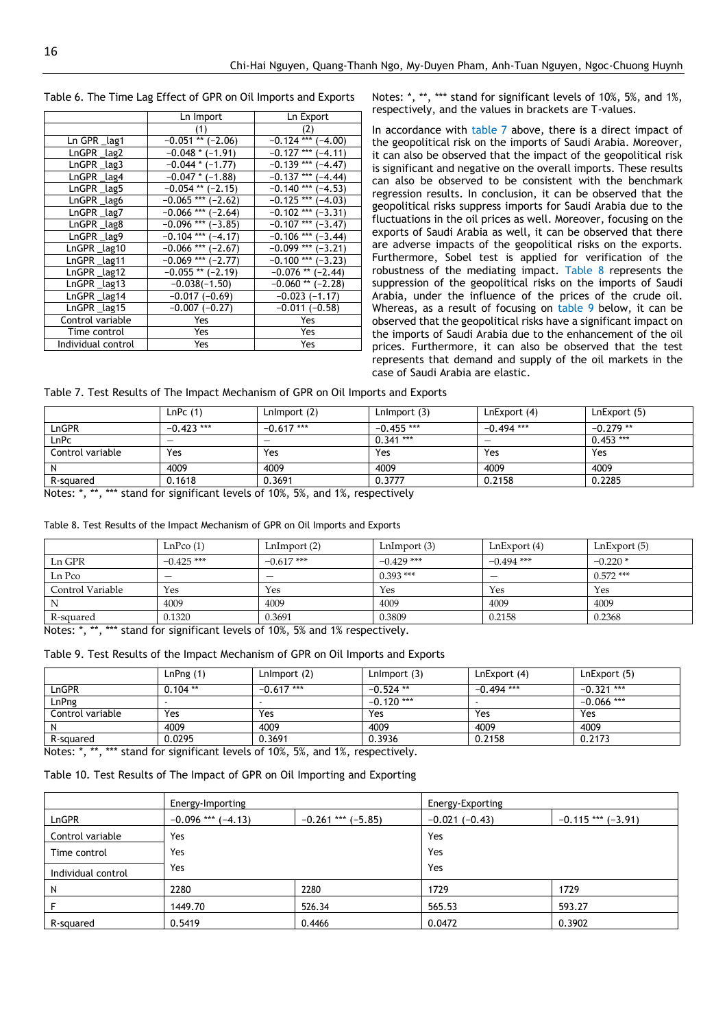Table 6. The Time Lag Effect of GPR on Oil Imports and Exports

| | Ln Import | Ln Export |
|---|---|---|
| | (1) | (2) |
| Ln GPR _lag1 | −0.051 ** (−2.06) | −0.124 *** (−4.00) |
| LnGPR _lag2 | −0.048 * (−1.91) | −0.127 *** (−4.11) |
| LnGPR _lag3 | −0.044 * (−1.77) | −0.139 *** (−4.47) |
| LnGPR _lag4 | −0.047 * (−1.88) | −0.137 *** (−4.44) |
| LnGPR _lag5 | −0.054 ** (−2.15) | −0.140 *** (−4.53) |
| LnGPR _lag6 | −0.065 *** (−2.62) | −0.125 *** (−4.03) |
| LnGPR _lag7 | −0.066 *** (−2.64) | −0.102 *** (−3.31) |
| LnGPR _lag8 | −0.096 *** (−3.85) | −0.107 *** (−3.47) |
| LnGPR _lag9 | −0.104 *** (−4.17) | −0.106 *** (−3.44) |
| LnGPR _lag10 | −0.066 *** (−2.67) | −0.099 *** (−3.21) |
| LnGPR _lag11 | −0.069 *** (−2.77) | −0.100 *** (−3.23) |
| LnGPR _lag12 | −0.055 ** (−2.19) | −0.076 ** (−2.44) |
| LnGPR _lag13 | −0.038(−1.50) | −0.060 ** (−2.28) |
| LnGPR _lag14 | −0.017 (−0.69) | −0.023 (−1.17) |
| LnGPR _lag15 | −0.007 (−0.27) | −0.011 (−0.58) |
| Control variable | Yes | Yes |
| Time control | Yes | Yes |
| Individual control | Yes | Yes |

Notes: *, **, *** stand for significant levels of 10%, 5%, and 1%, respectively, and the values in brackets are T-values.

In accordance with table 7 above, there is a direct impact of the geopolitical risk on the imports of Saudi Arabia. Moreover, it can also be observed that the impact of the geopolitical risk is significant and negative on the overall imports. These results can also be observed to be consistent with the benchmark regression results. In conclusion, it can be observed that the geopolitical risks suppress imports for Saudi Arabia due to the fluctuations in the oil prices as well. Moreover, focusing on the exports of Saudi Arabia as well, it can be observed that there are adverse impacts of the geopolitical risks on the exports. Furthermore, Sobel test is applied for verification of the robustness of the mediating impact. Table 8 represents the suppression of the geopolitical risks on the imports of Saudi Arabia, under the influence of the prices of the crude oil. Whereas, as a result of focusing on table 9 below, it can be observed that the geopolitical risks have a significant impact on the imports of Saudi Arabia due to the enhancement of the oil prices. Furthermore, it can also be observed that the test represents that demand and supply of the oil markets in the case of Saudi Arabia are elastic.

Table 7. Test Results of The Impact Mechanism of GPR on Oil Imports and Exports

| | LnPc (1) | LnImport (2) | LnImport (3) | LnExport (4) | LnExport (5) |
|---|---|---|---|---|---|
| LnGPR | −0.423 *** | −0.617 *** | −0.455 *** | −0.494 *** | −0.279 ** |
| LnPc | — | — | 0.341 *** | — | 0.453 *** |
| Control variable | Yes | Yes | Yes | Yes | Yes |
| N | 4009 | 4009 | 4009 | 4009 | 4009 |
| R-squared | 0.1618 | 0.3691 | 0.3777 | 0.2158 | 0.2285 |

Notes: *, **, *** stand for significant levels of 10%, 5%, and 1%, respectively

Table 8. Test Results of the Impact Mechanism of GPR on Oil Imports and Exports

| | LnPco (1) | LnImport (2) | LnImport (3) | LnExport (4) | LnExport (5) |
|---|---|---|---|---|---|
| Ln GPR | −0.425 *** | −0.617 *** | −0.429 *** | −0.494 *** | −0.220 * |
| Ln Pco | — | — | 0.393 *** | — | 0.572 *** |
| Control Variable | Yes | Yes | Yes | Yes | Yes |
| N | 4009 | 4009 | 4009 | 4009 | 4009 |
| R-squared | 0.1320 | 0.3691 | 0.3809 | 0.2158 | 0.2368 |

Notes: *, **, *** stand for significant levels of 10%, 5% and 1% respectively.

Table 9. Test Results of the Impact Mechanism of GPR on Oil Imports and Exports

| | LnPng (1) | LnImport (2) | LnImport (3) | LnExport (4) | LnExport (5) |
|---|---|---|---|---|---|
| LnGPR | 0.104 ** | −0.617 *** | −0.524 ** | −0.494 *** | −0.321 *** |
| LnPng | - | - | −0.120 *** | - | −0.066 *** |
| Control variable | Yes | Yes | Yes | Yes | Yes |
| N | 4009 | 4009 | 4009 | 4009 | 4009 |
| R-squared | 0.0295 | 0.3691 | 0.3936 | 0.2158 | 0.2173 |

Notes: *, **, *** stand for significant levels of 10%, 5%, and 1%, respectively.

Table 10. Test Results of The Impact of GPR on Oil Importing and Exporting

| | Energy-Importing | | Energy-Exporting | |
|---|---|---|---|---|
| LnGPR | −0.096 *** (−4.13) | −0.261 *** (−5.85) | −0.021 (−0.43) | −0.115 *** (−3.91) |
| Control variable | Yes | | Yes | |
| Time control | Yes | | Yes | |
| Individual control | Yes | | Yes | |
| N | 2280 | 2280 | 1729 | 1729 |
| F | 1449.70 | 526.34 | 565.53 | 593.27 |
| R-squared | 0.5419 | 0.4466 | 0.0472 | 0.3902 |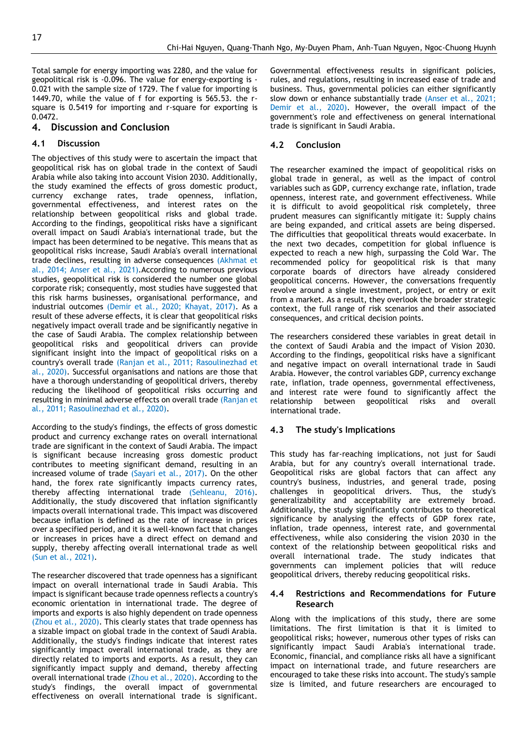Total sample for energy importing was 2280, and the value for geopolitical risk is -0.096. The value for energy-exporting is -0.021 with the sample size of 1729. The f value for importing is 1449.70, while the value of f for exporting is 565.53. the r-square is 0.5419 for importing and r-square for exporting is 0.0472.

## 4. Discussion and Conclusion

### 4.1 Discussion

The objectives of this study were to ascertain the impact that geopolitical risk has on global trade in the context of Saudi Arabia while also taking into account Vision 2030. Additionally, the study examined the effects of gross domestic product, currency exchange rates, trade openness, inflation, governmental effectiveness, and interest rates on the relationship between geopolitical risks and global trade. According to the findings, geopolitical risks have a significant overall impact on Saudi Arabia's international trade, but the impact has been determined to be negative. This means that as geopolitical risks increase, Saudi Arabia's overall international trade declines, resulting in adverse consequences (Akhmat et al., 2014; Anser et al., 2021).According to numerous previous studies, geopolitical risk is considered the number one global corporate risk; consequently, most studies have suggested that this risk harms businesses, organisational performance, and industrial outcomes (Demir et al., 2020; Khayat, 2017). As a result of these adverse effects, it is clear that geopolitical risks negatively impact overall trade and be significantly negative in the case of Saudi Arabia. The complex relationship between geopolitical risks and geopolitical drivers can provide significant insight into the impact of geopolitical risks on a country's overall trade (Ranjan et al., 2011; Rasoulinezhad et al., 2020). Successful organisations and nations are those that have a thorough understanding of geopolitical drivers, thereby reducing the likelihood of geopolitical risks occurring and resulting in minimal adverse effects on overall trade (Ranjan et al., 2011; Rasoulinezhad et al., 2020).

According to the study's findings, the effects of gross domestic product and currency exchange rates on overall international trade are significant in the context of Saudi Arabia. The impact is significant because increasing gross domestic product contributes to meeting significant demand, resulting in an increased volume of trade (Sayari et al., 2017). On the other hand, the forex rate significantly impacts currency rates, thereby affecting international trade (Sehleanu, 2016). Additionally, the study discovered that inflation significantly impacts overall international trade. This impact was discovered because inflation is defined as the rate of increase in prices over a specified period, and it is a well-known fact that changes or increases in prices have a direct effect on demand and supply, thereby affecting overall international trade as well (Sun et al., 2021).

The researcher discovered that trade openness has a significant impact on overall international trade in Saudi Arabia. This impact is significant because trade openness reflects a country's economic orientation in international trade. The degree of imports and exports is also highly dependent on trade openness (Zhou et al., 2020). This clearly states that trade openness has a sizable impact on global trade in the context of Saudi Arabia. Additionally, the study's findings indicate that interest rates significantly impact overall international trade, as they are directly related to imports and exports. As a result, they can significantly impact supply and demand, thereby affecting overall international trade (Zhou et al., 2020). According to the study's findings, the overall impact of governmental effectiveness on overall international trade is significant. Governmental effectiveness results in significant policies, rules, and regulations, resulting in increased ease of trade and business. Thus, governmental policies can either significantly slow down or enhance substantially trade (Anser et al., 2021; Demir et al., 2020). However, the overall impact of the government's role and effectiveness on general international trade is significant in Saudi Arabia.

### 4.2 Conclusion

The researcher examined the impact of geopolitical risks on global trade in general, as well as the impact of control variables such as GDP, currency exchange rate, inflation, trade openness, interest rate, and government effectiveness. While it is difficult to avoid geopolitical risk completely, three prudent measures can significantly mitigate it: Supply chains are being expanded, and critical assets are being dispersed. The difficulties that geopolitical threats would exacerbate. In the next two decades, competition for global influence is expected to reach a new high, surpassing the Cold War. The recommended policy for geopolitical risk is that many corporate boards of directors have already considered geopolitical concerns. However, the conversations frequently revolve around a single investment, project, or entry or exit from a market. As a result, they overlook the broader strategic context, the full range of risk scenarios and their associated consequences, and critical decision points.

The researchers considered these variables in great detail in the context of Saudi Arabia and the impact of Vision 2030. According to the findings, geopolitical risks have a significant and negative impact on overall international trade in Saudi Arabia. However, the control variables GDP, currency exchange rate, inflation, trade openness, governmental effectiveness, and interest rate were found to significantly affect the relationship between geopolitical risks and overall international trade.

### 4.3 The study's Implications

This study has far-reaching implications, not just for Saudi Arabia, but for any country's overall international trade. Geopolitical risks are global factors that can affect any country's business, industries, and general trade, posing challenges in geopolitical drivers. Thus, the study's generalizability and acceptability are extremely broad. Additionally, the study significantly contributes to theoretical significance by analysing the effects of GDP forex rate, inflation, trade openness, interest rate, and governmental effectiveness, while also considering the vision 2030 in the context of the relationship between geopolitical risks and overall international trade. The study indicates that governments can implement policies that will reduce geopolitical drivers, thereby reducing geopolitical risks.

### 4.4 Restrictions and Recommendations for Future Research

Along with the implications of this study, there are some limitations. The first limitation is that it is limited to geopolitical risks; however, numerous other types of risks can significantly impact Saudi Arabia's international trade. Economic, financial, and compliance risks all have a significant impact on international trade, and future researchers are encouraged to take these risks into account. The study's sample size is limited, and future researchers are encouraged to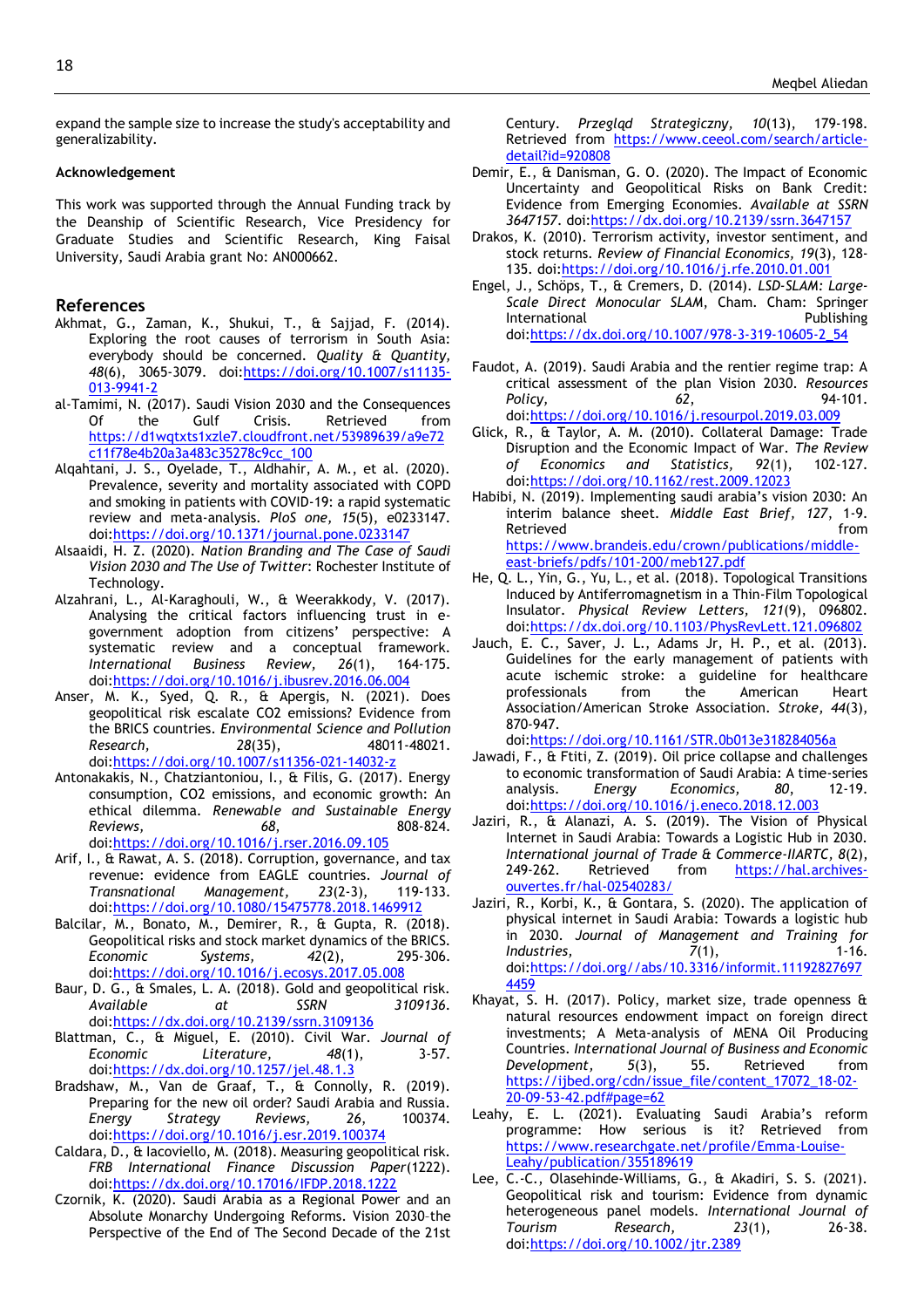expand the sample size to increase the study's acceptability and generalizability.

**Acknowledgement**

This work was supported through the Annual Funding track by the Deanship of Scientific Research, Vice Presidency for Graduate Studies and Scientific Research, King Faisal University, Saudi Arabia grant No: AN000662.

## References

Akhmat, G., Zaman, K., Shukui, T., & Sajjad, F. (2014). Exploring the root causes of terrorism in South Asia: everybody should be concerned. *Quality & Quantity, 48*(6), 3065-3079. doi:https://doi.org/10.1007/s11135-013-9941-2

al-Tamimi, N. (2017). Saudi Vision 2030 and the Consequences Of the Gulf Crisis. Retrieved from https://d1wqtxts1xzle7.cloudfront.net/53989639/a9e72c11f78e4b20a3a483c35278c9cc_100

Alqahtani, J. S., Oyelade, T., Aldhahir, A. M., et al. (2020). Prevalence, severity and mortality associated with COPD and smoking in patients with COVID-19: a rapid systematic review and meta-analysis. *PloS one, 15*(5), e0233147. doi:https://doi.org/10.1371/journal.pone.0233147

Alsaaidi, H. Z. (2020). *Nation Branding and The Case of Saudi Vision 2030 and The Use of Twitter*: Rochester Institute of Technology.

Alzahrani, L., Al-Karaghouli, W., & Weerakkody, V. (2017). Analysing the critical factors influencing trust in e-government adoption from citizens' perspective: A systematic review and a conceptual framework. *International Business Review, 26*(1), 164-175. doi:https://doi.org/10.1016/j.ibusrev.2016.06.004

Anser, M. K., Syed, Q. R., & Apergis, N. (2021). Does geopolitical risk escalate CO2 emissions? Evidence from the BRICS countries. *Environmental Science and Pollution Research, 28*(35), 48011-48021. doi:https://doi.org/10.1007/s11356-021-14032-z

Antonakakis, N., Chatziantoniou, I., & Filis, G. (2017). Energy consumption, CO2 emissions, and economic growth: An ethical dilemma. *Renewable and Sustainable Energy Reviews, 68*, 808-824. doi:https://doi.org/10.1016/j.rser.2016.09.105

Arif, I., & Rawat, A. S. (2018). Corruption, governance, and tax revenue: evidence from EAGLE countries. *Journal of Transnational Management, 23*(2-3), 119-133. doi:https://doi.org/10.1080/15475778.2018.1469912

Balcilar, M., Bonato, M., Demirer, R., & Gupta, R. (2018). Geopolitical risks and stock market dynamics of the BRICS. *Economic Systems, 42*(2), 295-306. doi:https://doi.org/10.1016/j.ecosys.2017.05.008

Baur, D. G., & Smales, L. A. (2018). Gold and geopolitical risk. *Available at SSRN 3109136*. doi:https://dx.doi.org/10.2139/ssrn.3109136

Blattman, C., & Miguel, E. (2010). Civil War. *Journal of Economic Literature, 48*(1), 3-57. doi:https://dx.doi.org/10.1257/jel.48.1.3

Bradshaw, M., Van de Graaf, T., & Connolly, R. (2019). Preparing for the new oil order? Saudi Arabia and Russia. *Energy Strategy Reviews, 26*, 100374. doi:https://doi.org/10.1016/j.esr.2019.100374

Caldara, D., & Iacoviello, M. (2018). Measuring geopolitical risk. *FRB International Finance Discussion Paper*(1222). doi:https://dx.doi.org/10.17016/IFDP.2018.1222

Czornik, K. (2020). Saudi Arabia as a Regional Power and an Absolute Monarchy Undergoing Reforms. Vision 2030-the Perspective of the End of The Second Decade of the 21st Century. *Przegląd Strategiczny, 10*(13), 179-198. Retrieved from https://www.ceeol.com/search/article-detail?id=920808

Demir, E., & Danisman, G. O. (2020). The Impact of Economic Uncertainty and Geopolitical Risks on Bank Credit: Evidence from Emerging Economies. *Available at SSRN 3647157*. doi:https://dx.doi.org/10.2139/ssrn.3647157

Drakos, K. (2010). Terrorism activity, investor sentiment, and stock returns. *Review of Financial Economics, 19*(3), 128-135. doi:https://doi.org/10.1016/j.rfe.2010.01.001

Engel, J., Schöps, T., & Cremers, D. (2014). *LSD-SLAM: Large-Scale Direct Monocular SLAM*, Cham. Cham: Springer International Publishing doi:https://dx.doi.org/10.1007/978-3-319-10605-2_54

Faudot, A. (2019). Saudi Arabia and the rentier regime trap: A critical assessment of the plan Vision 2030. *Resources Policy, 62*, 94-101. doi:https://doi.org/10.1016/j.resourpol.2019.03.009

Glick, R., & Taylor, A. M. (2010). Collateral Damage: Trade Disruption and the Economic Impact of War. *The Review of Economics and Statistics, 92*(1), 102-127. doi:https://doi.org/10.1162/rest.2009.12023

Habibi, N. (2019). Implementing saudi arabia's vision 2030: An interim balance sheet. *Middle East Brief, 127*, 1-9. Retrieved from https://www.brandeis.edu/crown/publications/middle-east-briefs/pdfs/101-200/meb127.pdf

He, Q. L., Yin, G., Yu, L., et al. (2018). Topological Transitions Induced by Antiferromagnetism in a Thin-Film Topological Insulator. *Physical Review Letters, 121*(9), 096802. doi:https://dx.doi.org/10.1103/PhysRevLett.121.096802

Jauch, E. C., Saver, J. L., Adams Jr, H. P., et al. (2013). Guidelines for the early management of patients with acute ischemic stroke: a guideline for healthcare professionals from the American Heart Association/American Stroke Association. *Stroke, 44*(3), 870-947. doi:https://doi.org/10.1161/STR.0b013e318284056a

Jawadi, F., & Ftiti, Z. (2019). Oil price collapse and challenges to economic transformation of Saudi Arabia: A time-series analysis. *Energy Economics, 80*, 12-19. doi:https://doi.org/10.1016/j.eneco.2018.12.003

Jaziri, R., & Alanazi, A. S. (2019). The Vision of Physical Internet in Saudi Arabia: Towards a Logistic Hub in 2030. *International journal of Trade & Commerce-IIARTC, 8*(2), 249-262. Retrieved from https://hal.archives-ouvertes.fr/hal-02540283/

Jaziri, R., Korbi, K., & Gontara, S. (2020). The application of physical internet in Saudi Arabia: Towards a logistic hub in 2030. *Journal of Management and Training for Industries, 7*(1), 1-16. doi:https://doi.org//abs/10.3316/informit.111928276974459

Khayat, S. H. (2017). Policy, market size, trade openness & natural resources endowment impact on foreign direct investments; A Meta-analysis of MENA Oil Producing Countries. *International Journal of Business and Economic Development, 5*(3), 55. Retrieved from https://ijbed.org/cdn/issue_file/content_17072_18-02-20-09-53-42.pdf#page=62

Leahy, E. L. (2021). Evaluating Saudi Arabia's reform programme: How serious is it? Retrieved from https://www.researchgate.net/profile/Emma-Louise-Leahy/publication/355189619

Lee, C.-C., Olasehinde-Williams, G., & Akadiri, S. S. (2021). Geopolitical risk and tourism: Evidence from dynamic heterogeneous panel models. *International Journal of Tourism Research, 23*(1), 26-38. doi:https://doi.org/10.1002/jtr.2389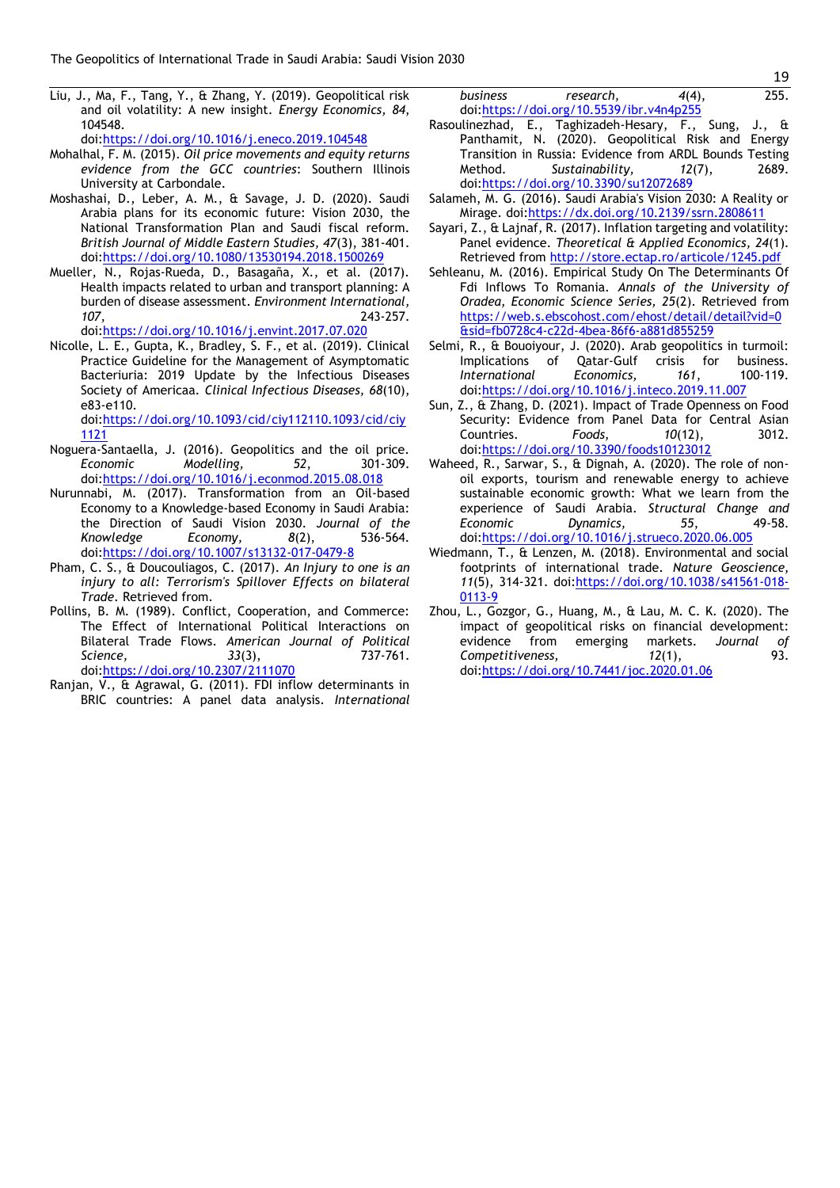Liu, J., Ma, F., Tang, Y., & Zhang, Y. (2019). Geopolitical risk and oil volatility: A new insight. *Energy Economics, 84*, 104548. doi:https://doi.org/10.1016/j.eneco.2019.104548

Mohalhal, F. M. (2015). *Oil price movements and equity returns evidence from the GCC countries*: Southern Illinois University at Carbondale.

Moshashai, D., Leber, A. M., & Savage, J. D. (2020). Saudi Arabia plans for its economic future: Vision 2030, the National Transformation Plan and Saudi fiscal reform. *British Journal of Middle Eastern Studies, 47*(3), 381-401. doi:https://doi.org/10.1080/13530194.2018.1500269

Mueller, N., Rojas-Rueda, D., Basagaña, X., et al. (2017). Health impacts related to urban and transport planning: A burden of disease assessment. *Environment International, 107*, 243-257. doi:https://doi.org/10.1016/j.envint.2017.07.020

Nicolle, L. E., Gupta, K., Bradley, S. F., et al. (2019). Clinical Practice Guideline for the Management of Asymptomatic Bacteriuria: 2019 Update by the Infectious Diseases Society of Americaa. *Clinical Infectious Diseases, 68*(10), e83-e110. doi:https://doi.org/10.1093/cid/ciy112110.1093/cid/ciy1121

Noguera-Santaella, J. (2016). Geopolitics and the oil price. *Economic Modelling, 52*, 301-309. doi:https://doi.org/10.1016/j.econmod.2015.08.018

Nurunnabi, M. (2017). Transformation from an Oil-based Economy to a Knowledge-based Economy in Saudi Arabia: the Direction of Saudi Vision 2030. *Journal of the Knowledge Economy, 8*(2), 536-564. doi:https://doi.org/10.1007/s13132-017-0479-8

Pham, C. S., & Doucouliagos, C. (2017). *An Injury to one is an injury to all: Terrorism's Spillover Effects on bilateral Trade*. Retrieved from.

Pollins, B. M. (1989). Conflict, Cooperation, and Commerce: The Effect of International Political Interactions on Bilateral Trade Flows. *American Journal of Political Science, 33*(3), 737-761. doi:https://doi.org/10.2307/2111070

Ranjan, V., & Agrawal, G. (2011). FDI inflow determinants in BRIC countries: A panel data analysis. *International business research, 4*(4), 255. doi:https://doi.org/10.5539/ibr.v4n4p255

Rasoulinezhad, E., Taghizadeh-Hesary, F., Sung, J., & Panthamit, N. (2020). Geopolitical Risk and Energy Transition in Russia: Evidence from ARDL Bounds Testing Method. *Sustainability, 12*(7), 2689. doi:https://doi.org/10.3390/su12072689

Salameh, M. G. (2016). Saudi Arabia's Vision 2030: A Reality or Mirage. doi:https://dx.doi.org/10.2139/ssrn.2808611

Sayari, Z., & Lajnaf, R. (2017). Inflation targeting and volatility: Panel evidence. *Theoretical & Applied Economics, 24*(1). Retrieved from http://store.ectap.ro/articole/1245.pdf

Sehleanu, M. (2016). Empirical Study On The Determinants Of Fdi Inflows To Romania. *Annals of the University of Oradea, Economic Science Series, 25*(2). Retrieved from https://web.s.ebscohost.com/ehost/detail/detail?vid=0&sid=fb0728c4-c22d-4bea-86f6-a881d855259

Selmi, R., & Bouoiyour, J. (2020). Arab geopolitics in turmoil: Implications of Qatar-Gulf crisis for business. *International Economics, 161*, 100-119. doi:https://doi.org/10.1016/j.inteco.2019.11.007

Sun, Z., & Zhang, D. (2021). Impact of Trade Openness on Food Security: Evidence from Panel Data for Central Asian Countries. *Foods, 10*(12), 3012. doi:https://doi.org/10.3390/foods10123012

Waheed, R., Sarwar, S., & Dignah, A. (2020). The role of non-oil exports, tourism and renewable energy to achieve sustainable economic growth: What we learn from the experience of Saudi Arabia. *Structural Change and Economic Dynamics, 55*, 49-58. doi:https://doi.org/10.1016/j.strueco.2020.06.005

Wiedmann, T., & Lenzen, M. (2018). Environmental and social footprints of international trade. *Nature Geoscience, 11*(5), 314-321. doi:https://doi.org/10.1038/s41561-018-0113-9

Zhou, L., Gozgor, G., Huang, M., & Lau, M. C. K. (2020). The impact of geopolitical risks on financial development: evidence from emerging markets. *Journal of Competitiveness, 12*(1), 93. doi:https://doi.org/10.7441/joc.2020.01.06